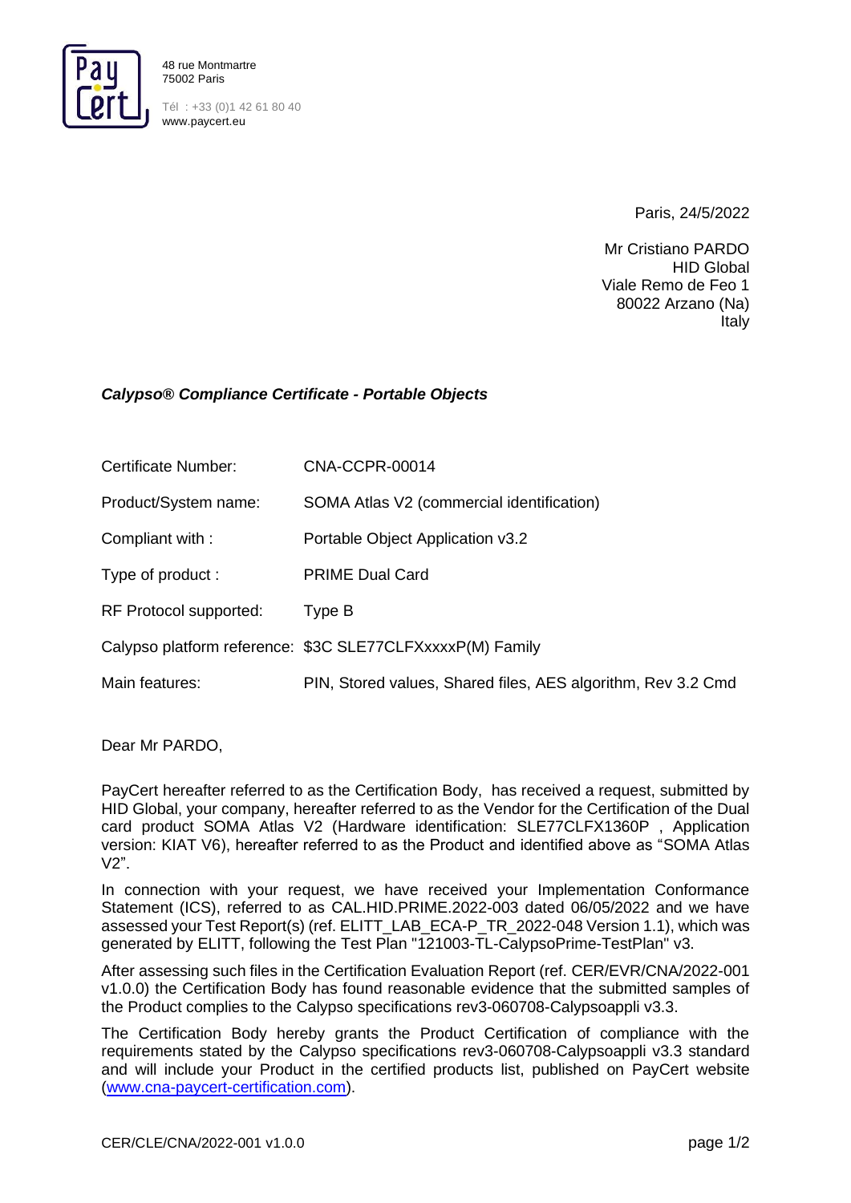48 rue Montmartre
75002 Paris

Tél : +33 (0)1 42 61 80 40
www.paycert.eu

Paris, 24/5/2022

Mr Cristiano PARDO
HID Global
Viale Remo de Feo 1
80022 Arzano (Na)
Italy

***Calypso® Compliance Certificate - Portable Objects***

| | |
|---|---|
| Certificate Number: | CNA-CCPR-00014 |
| Product/System name: | SOMA Atlas V2 (commercial identification) |
| Compliant with : | Portable Object Application v3.2 |
| Type of product : | PRIME Dual Card |
| RF Protocol supported: | Type B |
| Calypso platform reference: | $3C SLE77CLFXxxxxP(M) Family |
| Main features: | PIN, Stored values, Shared files, AES algorithm, Rev 3.2 Cmd |

Dear Mr PARDO,

PayCert hereafter referred to as the Certification Body, has received a request, submitted by HID Global, your company, hereafter referred to as the Vendor for the Certification of the Dual card product SOMA Atlas V2 (Hardware identification: SLE77CLFX1360P , Application version: KIAT V6), hereafter referred to as the Product and identified above as "SOMA Atlas V2".

In connection with your request, we have received your Implementation Conformance Statement (ICS), referred to as CAL.HID.PRIME.2022-003 dated 06/05/2022 and we have assessed your Test Report(s) (ref. ELITT_LAB_ECA-P_TR_2022-048 Version 1.1), which was generated by ELITT, following the Test Plan "121003-TL-CalypsoPrime-TestPlan" v3.

After assessing such files in the Certification Evaluation Report (ref. CER/EVR/CNA/2022-001 v1.0.0) the Certification Body has found reasonable evidence that the submitted samples of the Product complies to the Calypso specifications rev3-060708-Calypsoappli v3.3.

The Certification Body hereby grants the Product Certification of compliance with the requirements stated by the Calypso specifications rev3-060708-Calypsoappli v3.3 standard and will include your Product in the certified products list, published on PayCert website (www.cna-paycert-certification.com).

CER/CLE/CNA/2022-001 v1.0.0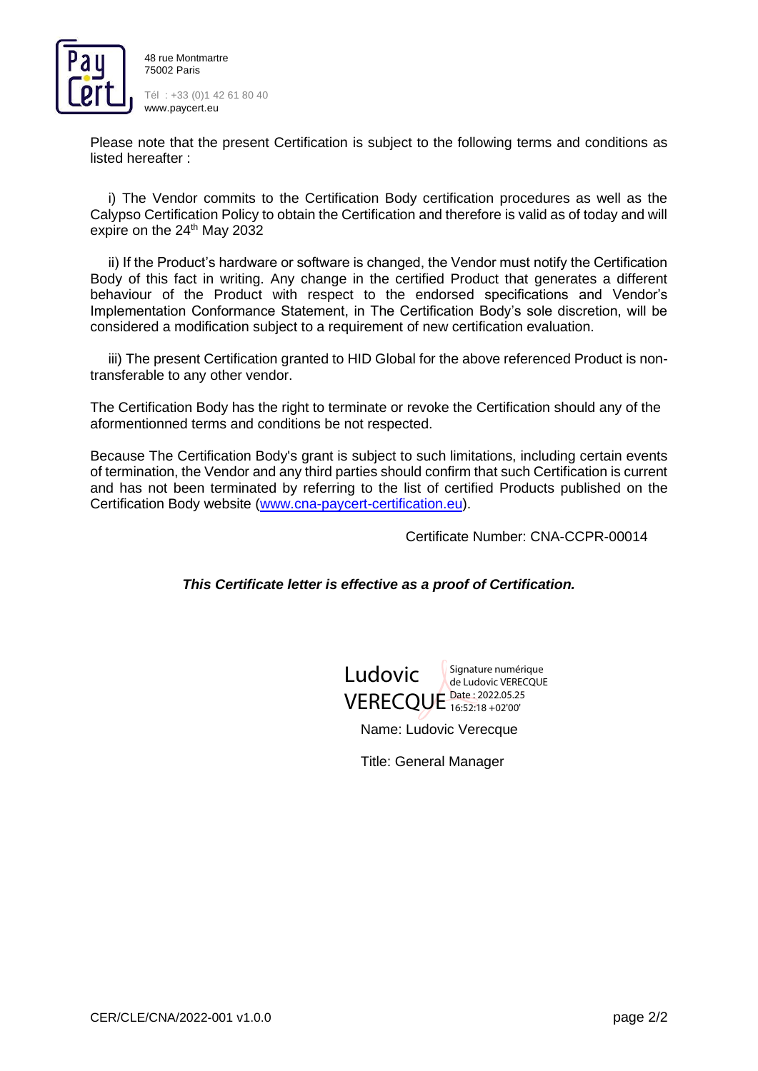48 rue Montmartre
75002 Paris

Tél : +33 (0)1 42 61 80 40
www.paycert.eu

Please note that the present Certification is subject to the following terms and conditions as listed hereafter :

i) The Vendor commits to the Certification Body certification procedures as well as the Calypso Certification Policy to obtain the Certification and therefore is valid as of today and will expire on the 24th May 2032

ii) If the Product's hardware or software is changed, the Vendor must notify the Certification Body of this fact in writing. Any change in the certified Product that generates a different behaviour of the Product with respect to the endorsed specifications and Vendor's Implementation Conformance Statement, in The Certification Body's sole discretion, will be considered a modification subject to a requirement of new certification evaluation.

iii) The present Certification granted to HID Global for the above referenced Product is non-transferable to any other vendor.

The Certification Body has the right to terminate or revoke the Certification should any of the aformentionned terms and conditions be not respected.

Because The Certification Body's grant is subject to such limitations, including certain events of termination, the Vendor and any third parties should confirm that such Certification is current and has not been terminated by referring to the list of certified Products published on the Certification Body website (www.cna-paycert-certification.eu).

Certificate Number: CNA-CCPR-00014

***This Certificate letter is effective as a proof of Certification.***

Ludovic VERECQUE
Signature numérique de Ludovic VERECQUE
Date : 2022.05.25 16:52:18 +02'00'

Name: Ludovic Verecque

Title: General Manager

CER/CLE/CNA/2022-001 v1.0.0